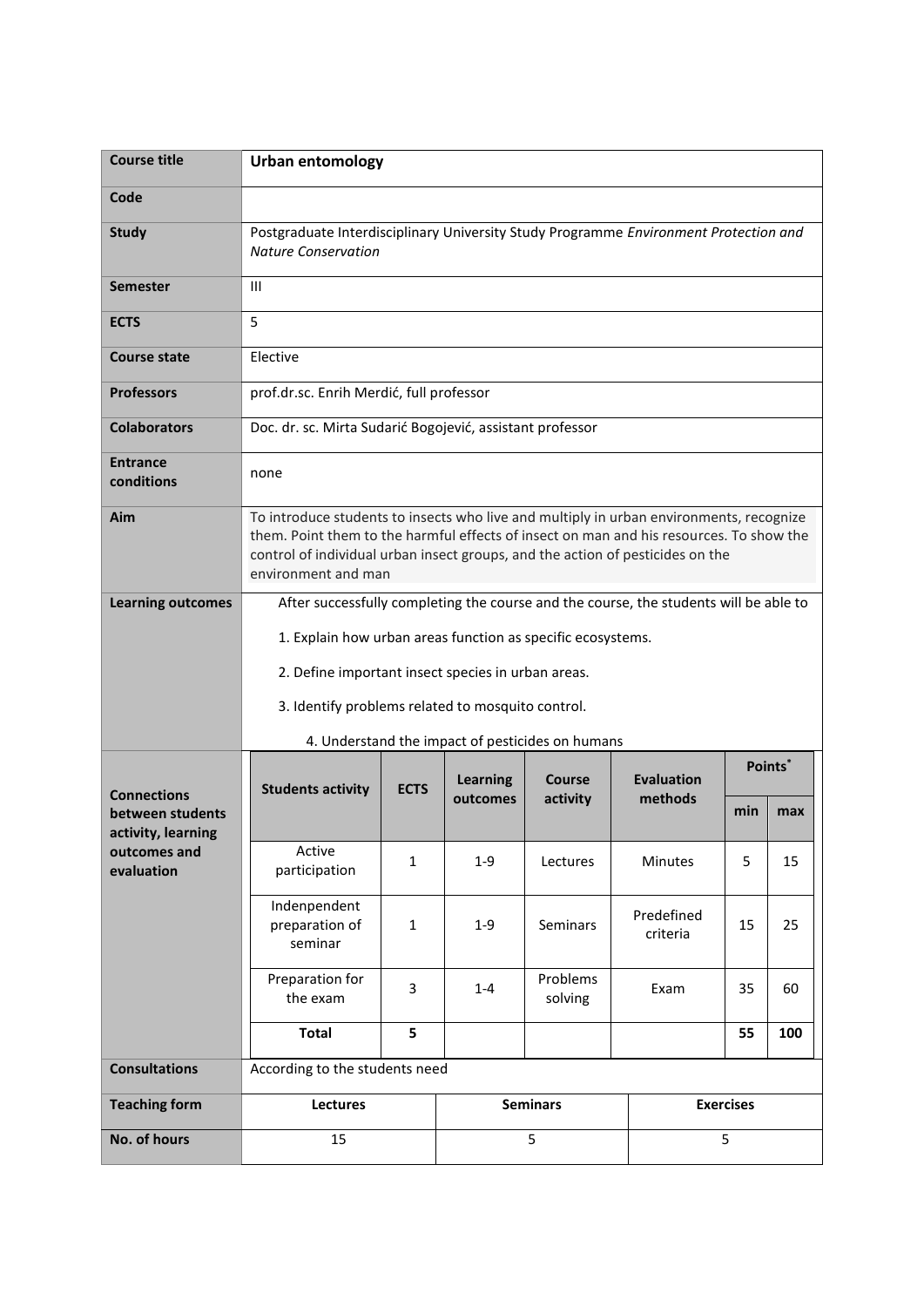| Course title | **Urban entomology** |
|---|---|
| Code | |
| Study | Postgraduate Interdisciplinary University Study Programme *Environment Protection and Nature Conservation* |
| Semester | III |
| ECTS | 5 |
| Course state | Elective |
| Professors | prof.dr.sc. Enrih Merdić, full professor |
| Colaborators | Doc. dr. sc. Mirta Sudarić Bogojević, assistant professor |
| Entrance conditions | none |
| Aim | To introduce students to insects who live and multiply in urban environments, recognize them. Point them to the harmful effects of insect on man and his resources. To show the control of individual urban insect groups, and the action of pesticides on the environment and man |
| Learning outcomes | After successfully completing the course and the course, the students will be able to<br><br>1. Explain how urban areas function as specific ecosystems.<br><br>2. Define important insect species in urban areas.<br><br>3. Identify problems related to mosquito control.<br><br>4. Understand the impact of pesticides on humans |

**Connections between students activity, learning outcomes and evaluation**

| Students activity | ECTS | Learning outcomes | Course activity | Evaluation methods | Points* | |
|---|---|---|---|---|---|---|
| | | | | | min | max |
| Active participation | 1 | 1-9 | Lectures | Minutes | 5 | 15 |
| Indenpendent preparation of seminar | 1 | 1-9 | Seminars | Predefined criteria | 15 | 25 |
| Preparation for the exam | 3 | 1-4 | Problems solving | Exam | 35 | 60 |
| **Total** | **5** | | | | **55** | **100** |

| Consultations | According to the students need | | |
|---|---|---|---|
| **Teaching form** | **Lectures** | **Seminars** | **Exercises** |
| **No. of hours** | 15 | 5 | 5 |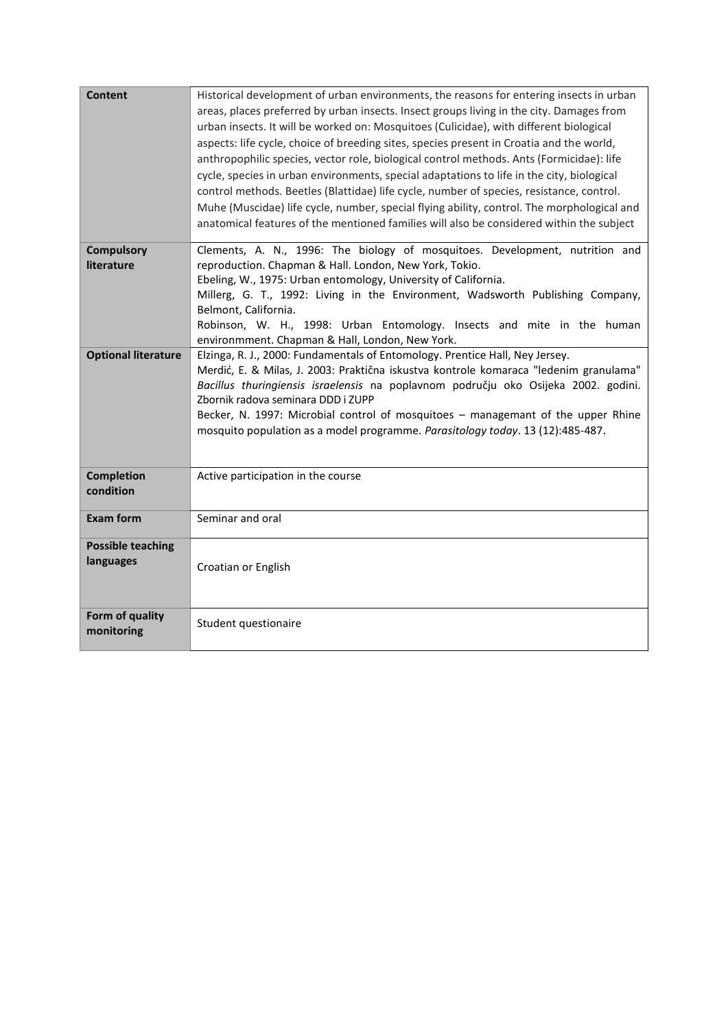| | |
|---|---|
| **Content** | Historical development of urban environments, the reasons for entering insects in urban areas, places preferred by urban insects. Insect groups living in the city. Damages from urban insects. It will be worked on: Mosquitoes (Culicidae), with different biological aspects: life cycle, choice of breeding sites, species present in Croatia and the world, anthropophilic species, vector role, biological control methods. Ants (Formicidae): life cycle, species in urban environments, special adaptations to life in the city, biological control methods. Beetles (Blattidae) life cycle, number of species, resistance, control. Muhe (Muscidae) life cycle, number, special flying ability, control. The morphological and anatomical features of the mentioned families will also be considered within the subject |
| **Compulsory literature** | Clements, A. N., 1996: The biology of mosquitoes. Development, nutrition and reproduction. Chapman & Hall. London, New York, Tokio.<br>Ebeling, W., 1975: Urban entomology, University of California.<br>Millerg, G. T., 1992: Living in the Environment, Wadsworth Publishing Company, Belmont, California.<br>Robinson, W. H., 1998: Urban Entomology. Insects and mite in the human environmment. Chapman & Hall, London, New York. |
| **Optional literature** | Elzinga, R. J., 2000: Fundamentals of Entomology. Prentice Hall, Ney Jersey.<br>Merdić, E. & Milas, J. 2003: Praktična iskustva kontrole komaraca "ledenim granulama" *Bacillus thuringiensis israelensis* na poplavnom području oko Osijeka 2002. godini. Zbornik radova seminara DDD i ZUPP<br>Becker, N. 1997: Microbial control of mosquitoes – managemant of the upper Rhine mosquito population as a model programme. *Parasitology today*. 13 (12):485-487. |
| **Completion condition** | Active participation in the course |
| **Exam form** | Seminar and oral |
| **Possible teaching languages** | Croatian or English |
| **Form of quality monitoring** | Student questionaire |